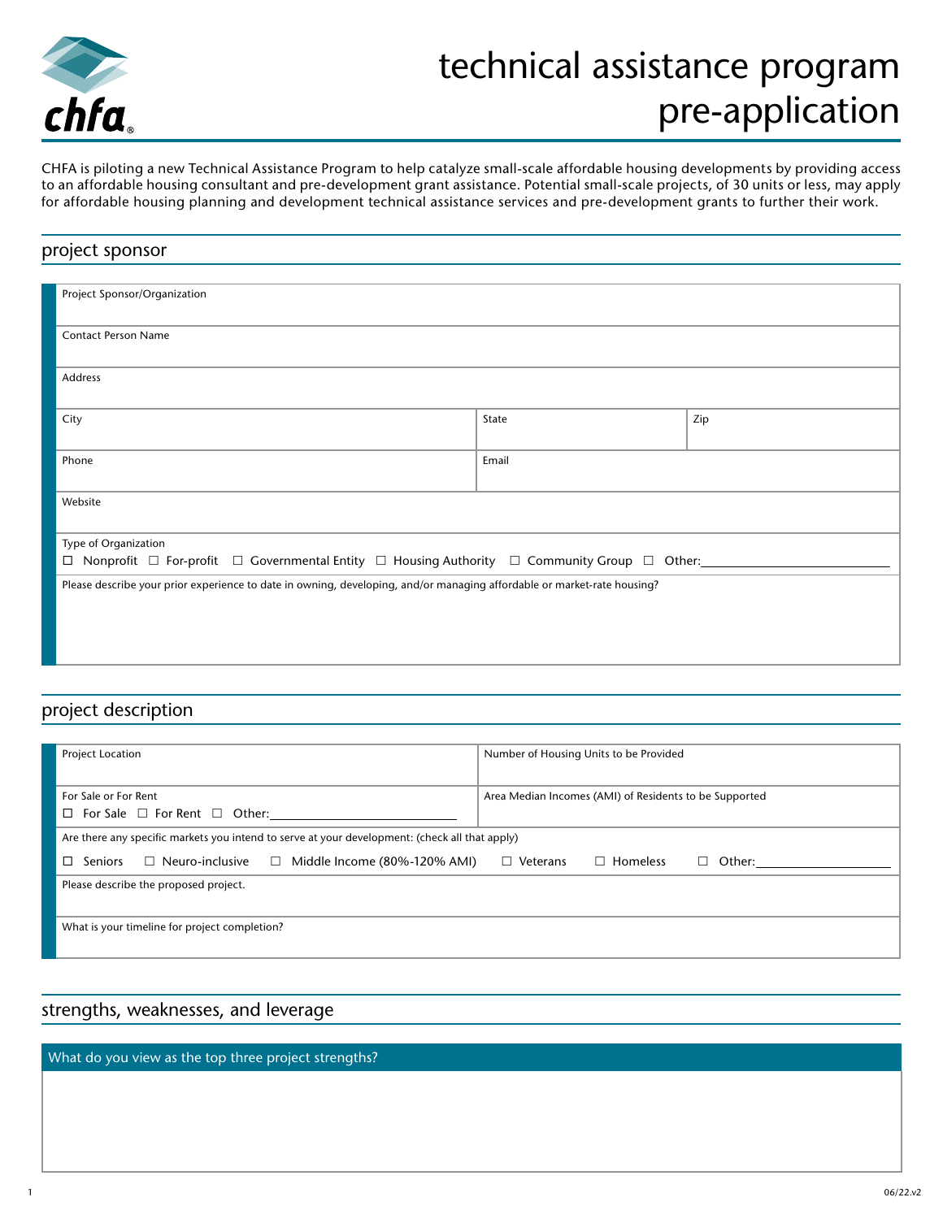# technical assistance program pre-application

CHFA is piloting a new Technical Assistance Program to help catalyze small-scale affordable housing developments by providing access to an affordable housing consultant and pre-development grant assistance. Potential small-scale projects, of 30 units or less, may apply for affordable housing planning and development technical assistance services and pre-development grants to further their work.

## project sponsor

Project Sponsor/Organization

Contact Person Name

Address

| City | State | Zip |
|---|---|---|
| | | |

| Phone | Email |
|---|---|
| | |

Website

Type of Organization
☐ Nonprofit ☐ For-profit ☐ Governmental Entity ☐ Housing Authority ☐ Community Group ☐ Other:\_\_\_\_\_\_\_\_\_\_\_\_\_\_\_\_\_\_\_\_

Please describe your prior experience to date in owning, developing, and/or managing affordable or market-rate housing?

## project description

| Project Location | Number of Housing Units to be Provided |
|---|---|
| For Sale or For Rent<br>☐ For Sale ☐ For Rent ☐ Other:\_\_\_\_\_\_\_\_\_\_\_\_\_\_\_\_\_\_\_\_ | Area Median Incomes (AMI) of Residents to be Supported |

Are there any specific markets you intend to serve at your development: (check all that apply)
☐ Seniors ☐ Neuro-inclusive ☐ Middle Income (80%-120% AMI) ☐ Veterans ☐ Homeless ☐ Other:\_\_\_\_\_\_\_\_\_\_\_\_\_\_\_\_\_\_\_\_

Please describe the proposed project.

What is your timeline for project completion?

## strengths, weaknesses, and leverage

What do you view as the top three project strengths?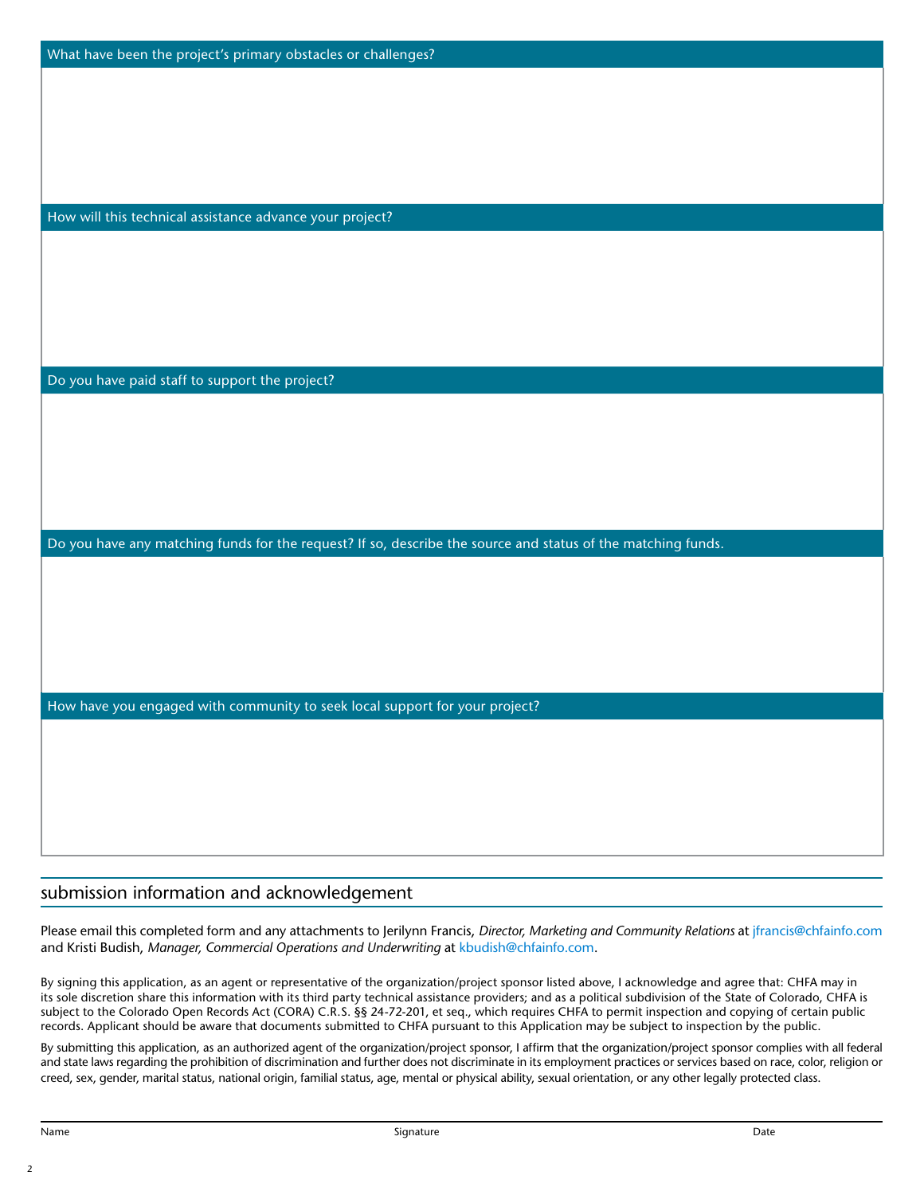What have been the project's primary obstacles or challenges?

How will this technical assistance advance your project?

Do you have paid staff to support the project?

Do you have any matching funds for the request? If so, describe the source and status of the matching funds.

How have you engaged with community to seek local support for your project?

## submission information and acknowledgement

Please email this completed form and any attachments to Jerilynn Francis, *Director, Marketing and Community Relations* at jfrancis@chfainfo.com and Kristi Budish, *Manager, Commercial Operations and Underwriting* at kbudish@chfainfo.com.

By signing this application, as an agent or representative of the organization/project sponsor listed above, I acknowledge and agree that: CHFA may in its sole discretion share this information with its third party technical assistance providers; and as a political subdivision of the State of Colorado, CHFA is subject to the Colorado Open Records Act (CORA) C.R.S. §§ 24-72-201, et seq., which requires CHFA to permit inspection and copying of certain public records. Applicant should be aware that documents submitted to CHFA pursuant to this Application may be subject to inspection by the public.

By submitting this application, as an authorized agent of the organization/project sponsor, I affirm that the organization/project sponsor complies with all federal and state laws regarding the prohibition of discrimination and further does not discriminate in its employment practices or services based on race, color, religion or creed, sex, gender, marital status, national origin, familial status, age, mental or physical ability, sexual orientation, or any other legally protected class.

Name　　　　　Signature　　　　　Date